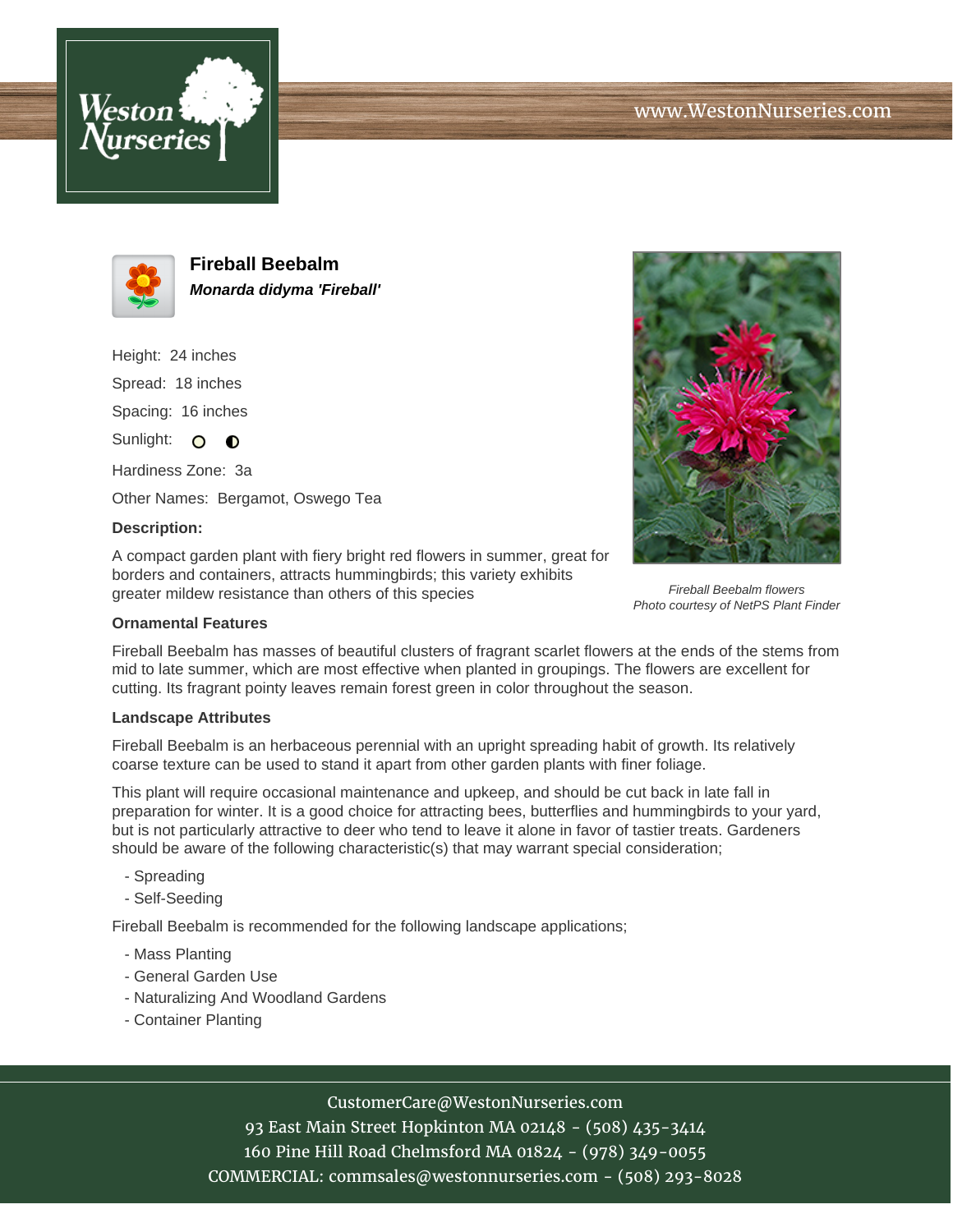# Fireball Beebalm

***Monarda didyma 'Fireball'***

Height: 24 inches

Spread: 18 inches

Spacing: 16 inches

Sunlight:

Hardiness Zone: 3a

Other Names: Bergamot, Oswego Tea

**Description:**

A compact garden plant with fiery bright red flowers in summer, great for borders and containers, attracts hummingbirds; this variety exhibits greater mildew resistance than others of this species

*Fireball Beebalm flowers*
*Photo courtesy of NetPS Plant Finder*

### Ornamental Features

Fireball Beebalm has masses of beautiful clusters of fragrant scarlet flowers at the ends of the stems from mid to late summer, which are most effective when planted in groupings. The flowers are excellent for cutting. Its fragrant pointy leaves remain forest green in color throughout the season.

### Landscape Attributes

Fireball Beebalm is an herbaceous perennial with an upright spreading habit of growth. Its relatively coarse texture can be used to stand it apart from other garden plants with finer foliage.

This plant will require occasional maintenance and upkeep, and should be cut back in late fall in preparation for winter. It is a good choice for attracting bees, butterflies and hummingbirds to your yard, but is not particularly attractive to deer who tend to leave it alone in favor of tastier treats. Gardeners should be aware of the following characteristic(s) that may warrant special consideration;

- Spreading
- Self-Seeding

Fireball Beebalm is recommended for the following landscape applications;

- Mass Planting
- General Garden Use
- Naturalizing And Woodland Gardens
- Container Planting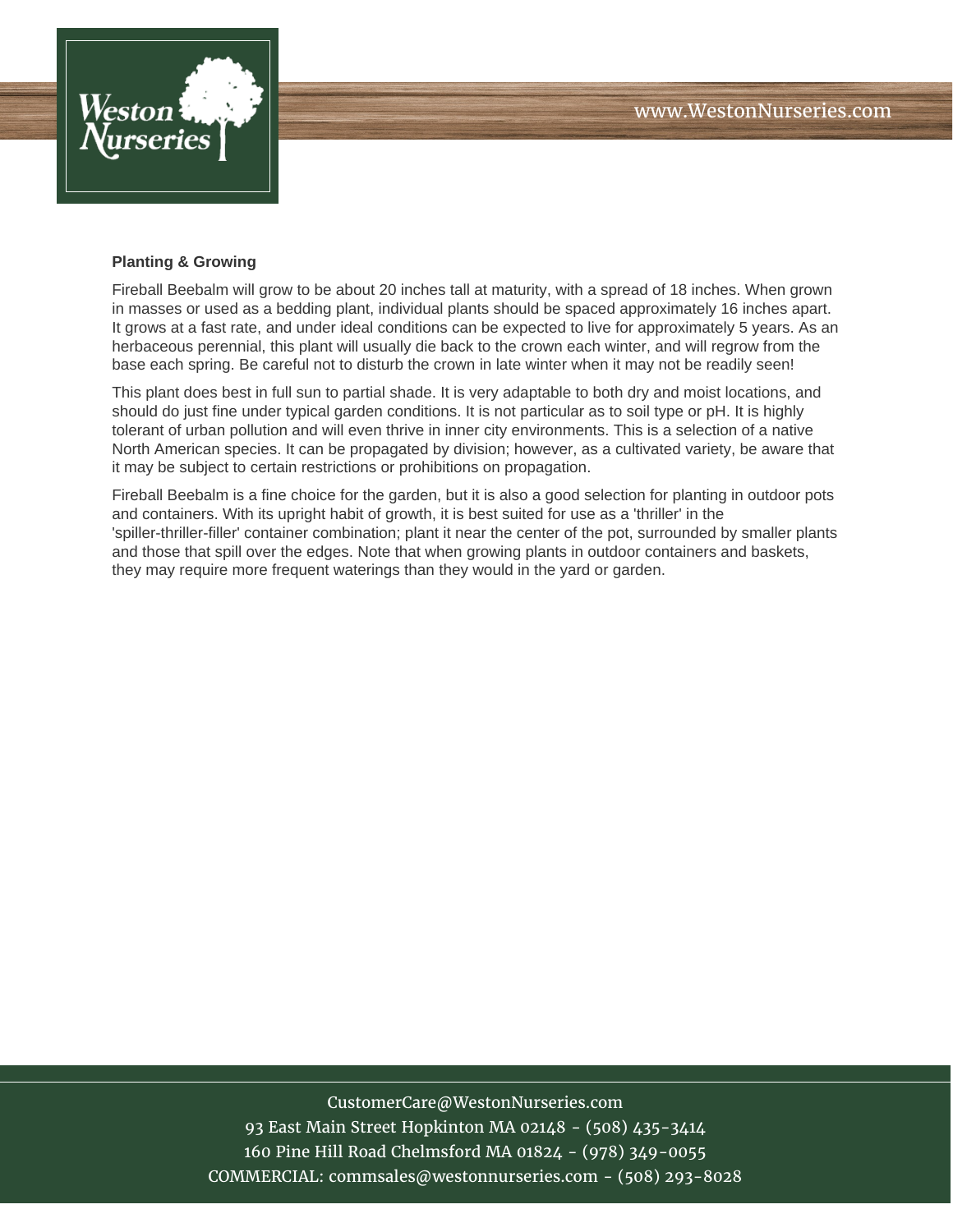**Planting & Growing**

Fireball Beebalm will grow to be about 20 inches tall at maturity, with a spread of 18 inches. When grown in masses or used as a bedding plant, individual plants should be spaced approximately 16 inches apart. It grows at a fast rate, and under ideal conditions can be expected to live for approximately 5 years. As an herbaceous perennial, this plant will usually die back to the crown each winter, and will regrow from the base each spring. Be careful not to disturb the crown in late winter when it may not be readily seen!

This plant does best in full sun to partial shade. It is very adaptable to both dry and moist locations, and should do just fine under typical garden conditions. It is not particular as to soil type or pH. It is highly tolerant of urban pollution and will even thrive in inner city environments. This is a selection of a native North American species. It can be propagated by division; however, as a cultivated variety, be aware that it may be subject to certain restrictions or prohibitions on propagation.

Fireball Beebalm is a fine choice for the garden, but it is also a good selection for planting in outdoor pots and containers. With its upright habit of growth, it is best suited for use as a 'thriller' in the 'spiller-thriller-filler' container combination; plant it near the center of the pot, surrounded by smaller plants and those that spill over the edges. Note that when growing plants in outdoor containers and baskets, they may require more frequent waterings than they would in the yard or garden.